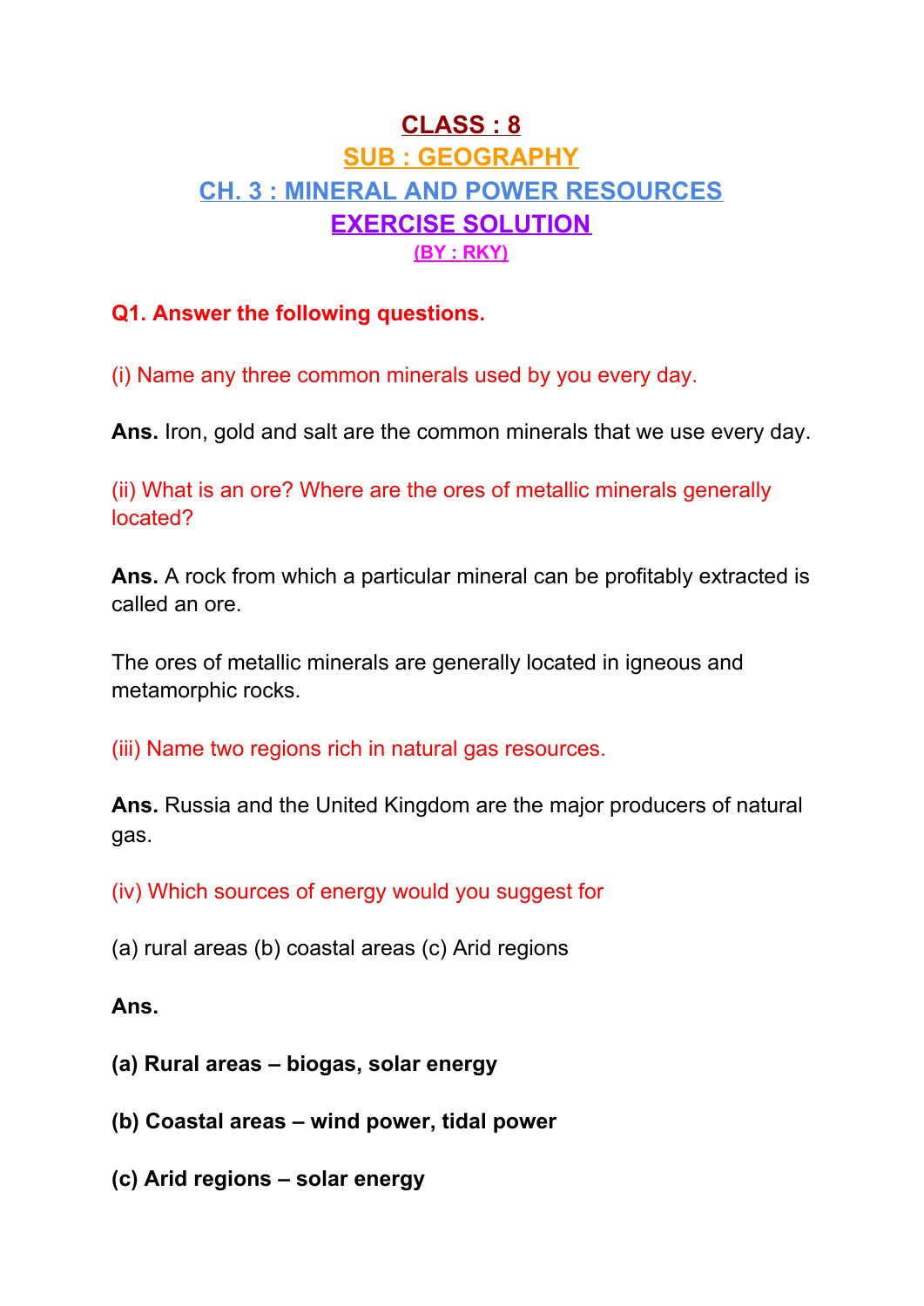# CLASS : 8

## SUB : GEOGRAPHY

## CH. 3 : MINERAL AND POWER RESOURCES

## EXERCISE SOLUTION

**(BY : RKY)**

**Q1. Answer the following questions.**

(i) Name any three common minerals used by you every day.

**Ans.** Iron, gold and salt are the common minerals that we use every day.

(ii) What is an ore? Where are the ores of metallic minerals generally located?

**Ans.** A rock from which a particular mineral can be profitably extracted is called an ore.

The ores of metallic minerals are generally located in igneous and metamorphic rocks.

(iii) Name two regions rich in natural gas resources.

**Ans.** Russia and the United Kingdom are the major producers of natural gas.

(iv) Which sources of energy would you suggest for

(a) rural areas (b) coastal areas (c) Arid regions

**Ans.**

**(a) Rural areas – biogas, solar energy**

**(b) Coastal areas – wind power, tidal power**

**(c) Arid regions – solar energy**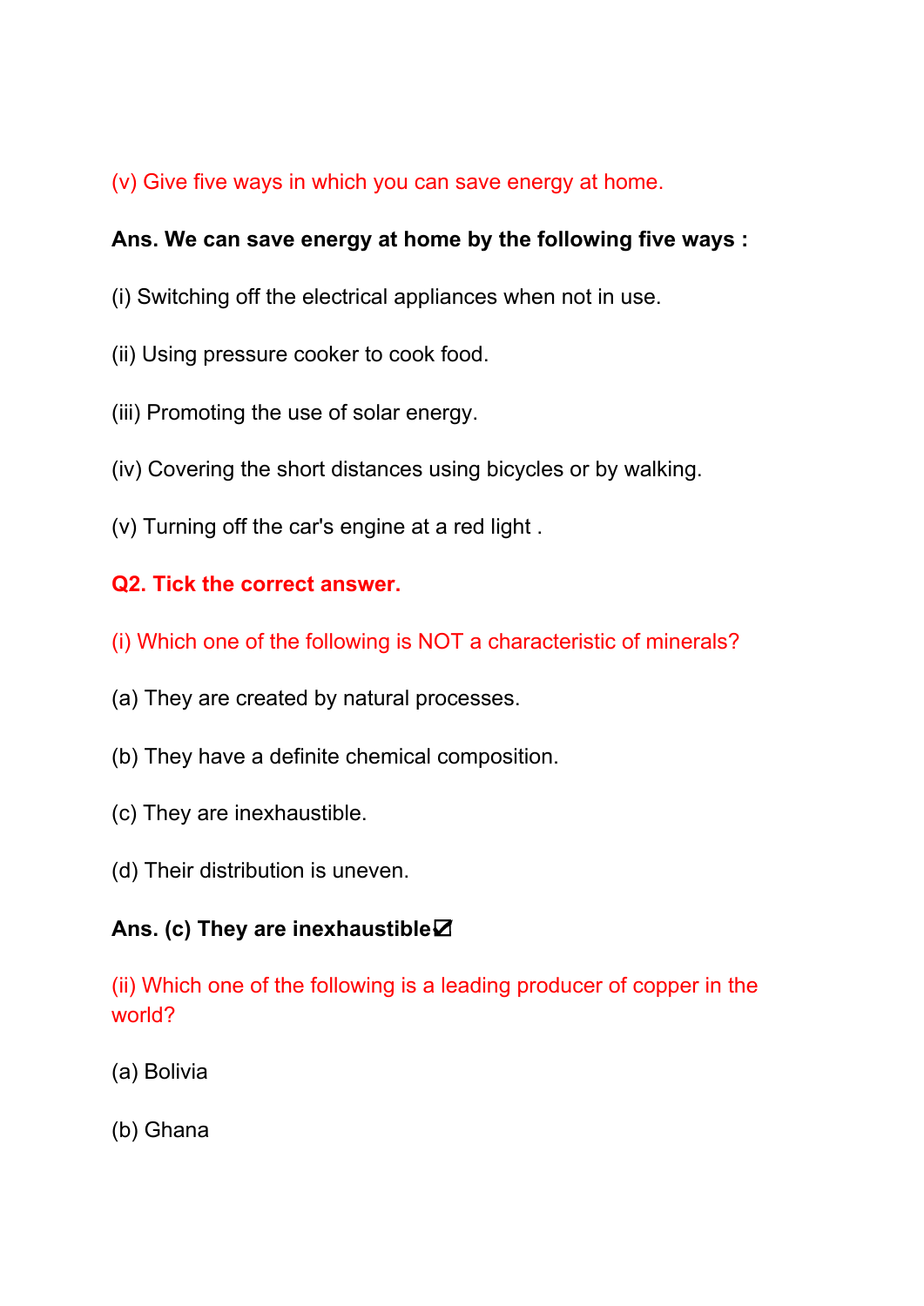(v) Give five ways in which you can save energy at home.

**Ans. We can save energy at home by the following five ways :**

(i) Switching off the electrical appliances when not in use.

(ii) Using pressure cooker to cook food.

(iii) Promoting the use of solar energy.

(iv) Covering the short distances using bicycles or by walking.

(v) Turning off the car's engine at a red light .

**Q2. Tick the correct answer.**

(i) Which one of the following is NOT a characteristic of minerals?

(a) They are created by natural processes.

(b) They have a definite chemical composition.

(c) They are inexhaustible.

(d) Their distribution is uneven.

**Ans. (c) They are inexhaustible☑**

(ii) Which one of the following is a leading producer of copper in the world?

(a) Bolivia

(b) Ghana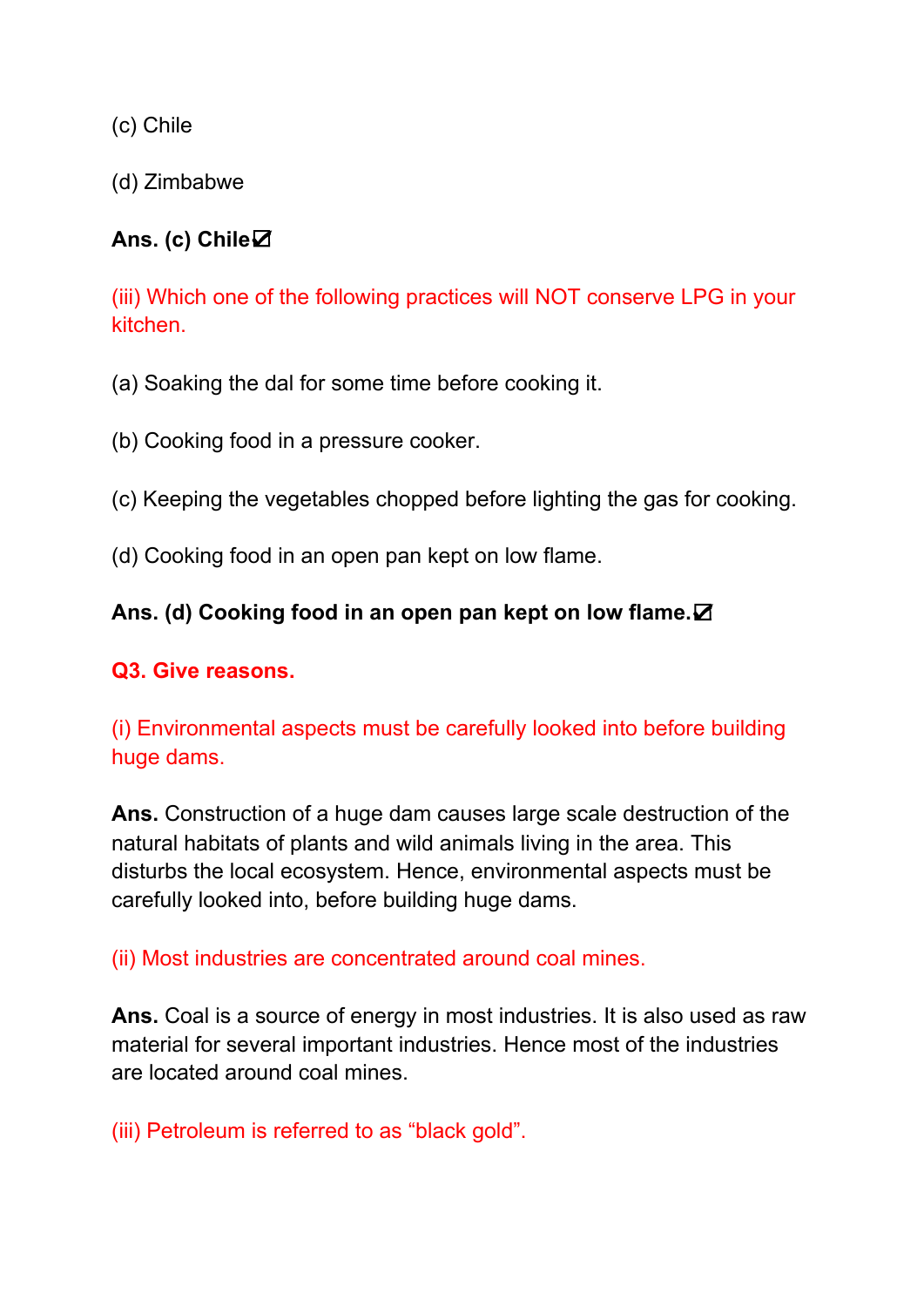(c) Chile

(d) Zimbabwe

**Ans. (c) Chile☑**

(iii) Which one of the following practices will NOT conserve LPG in your kitchen.

(a) Soaking the dal for some time before cooking it.

(b) Cooking food in a pressure cooker.

(c) Keeping the vegetables chopped before lighting the gas for cooking.

(d) Cooking food in an open pan kept on low flame.

**Ans. (d) Cooking food in an open pan kept on low flame.☑**

**Q3. Give reasons.**

(i) Environmental aspects must be carefully looked into before building huge dams.

**Ans.** Construction of a huge dam causes large scale destruction of the natural habitats of plants and wild animals living in the area. This disturbs the local ecosystem. Hence, environmental aspects must be carefully looked into, before building huge dams.

(ii) Most industries are concentrated around coal mines.

**Ans.** Coal is a source of energy in most industries. It is also used as raw material for several important industries. Hence most of the industries are located around coal mines.

(iii) Petroleum is referred to as "black gold".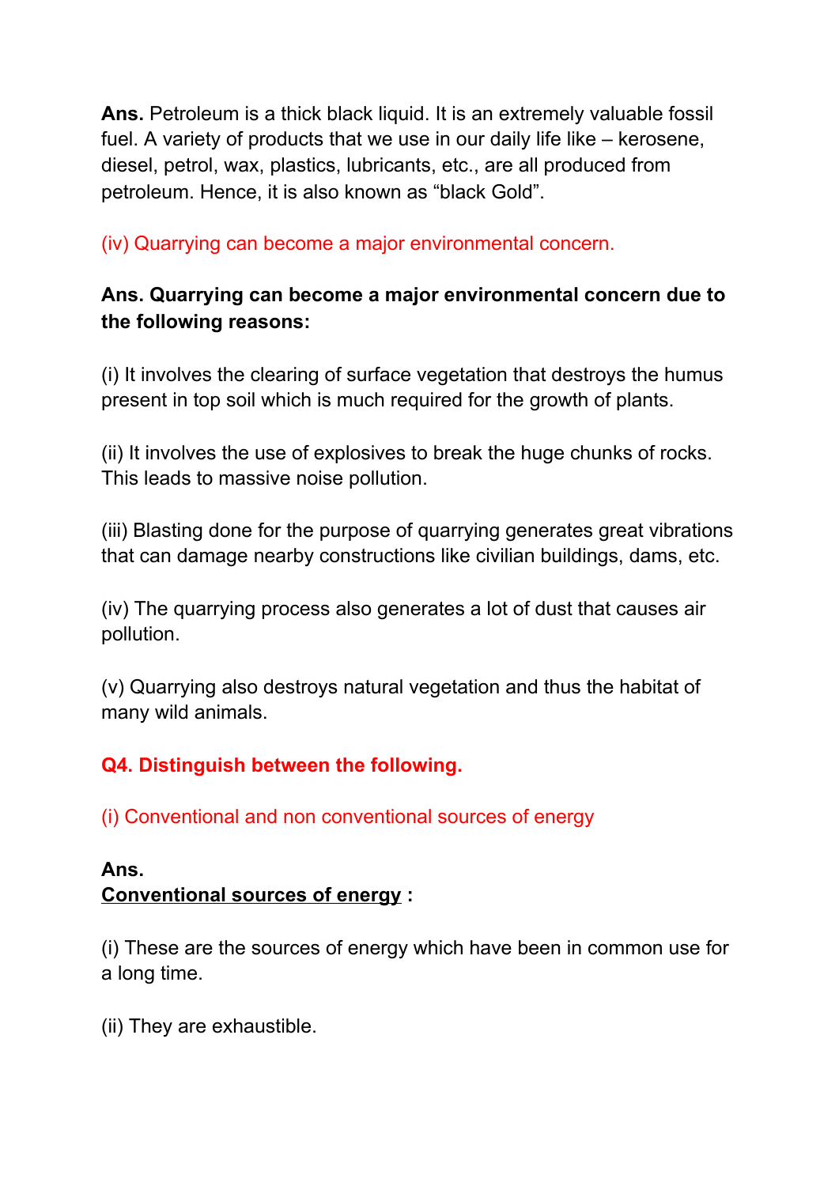**Ans.** Petroleum is a thick black liquid. It is an extremely valuable fossil fuel. A variety of products that we use in our daily life like – kerosene, diesel, petrol, wax, plastics, lubricants, etc., are all produced from petroleum. Hence, it is also known as “black Gold”.

(iv) Quarrying can become a major environmental concern.

**Ans. Quarrying can become a major environmental concern due to the following reasons:**

(i) It involves the clearing of surface vegetation that destroys the humus present in top soil which is much required for the growth of plants.

(ii) It involves the use of explosives to break the huge chunks of rocks. This leads to massive noise pollution.

(iii) Blasting done for the purpose of quarrying generates great vibrations that can damage nearby constructions like civilian buildings, dams, etc.

(iv) The quarrying process also generates a lot of dust that causes air pollution.

(v) Quarrying also destroys natural vegetation and thus the habitat of many wild animals.

**Q4. Distinguish between the following.**

(i) Conventional and non conventional sources of energy

**Ans.**
**<u>Conventional sources of energy</u> :**

(i) These are the sources of energy which have been in common use for a long time.

(ii) They are exhaustible.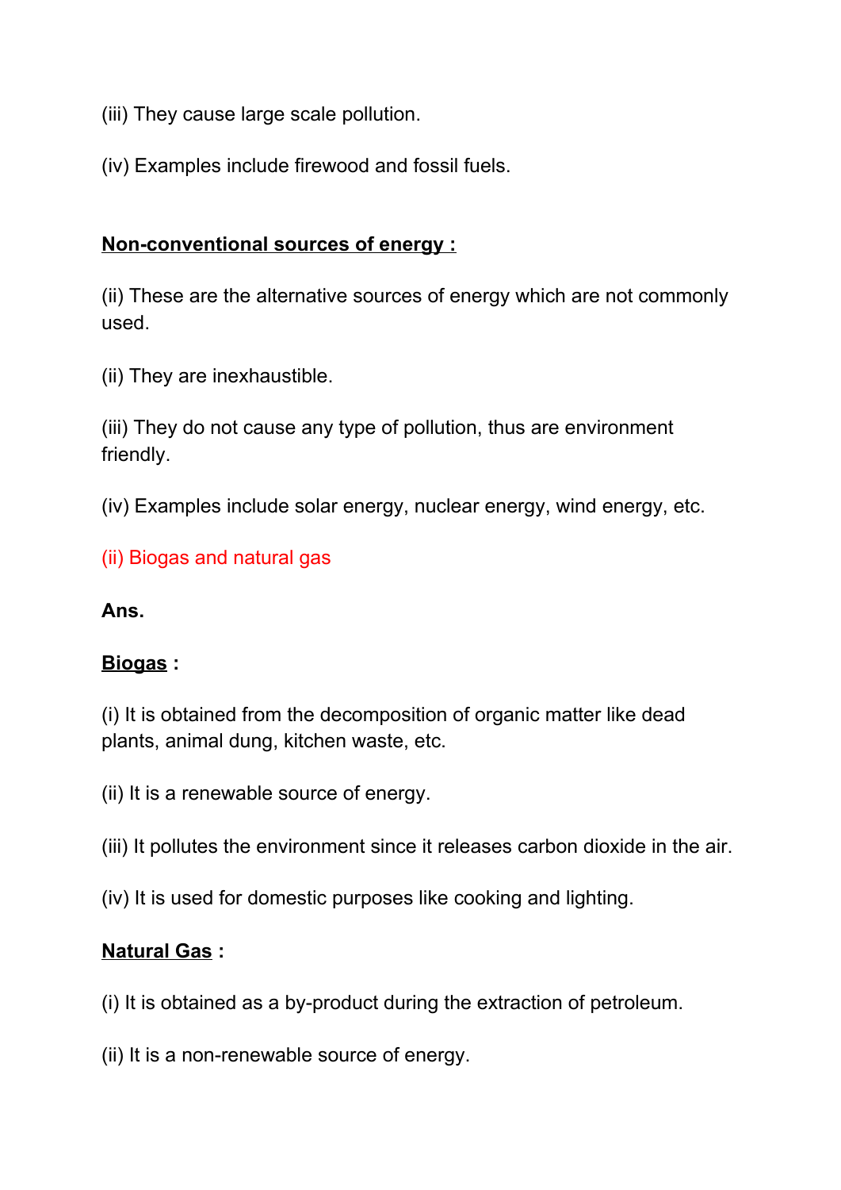(iii) They cause large scale pollution.

(iv) Examples include firewood and fossil fuels.

**Non-conventional sources of energy :**

(ii) These are the alternative sources of energy which are not commonly used.

(ii) They are inexhaustible.

(iii) They do not cause any type of pollution, thus are environment friendly.

(iv) Examples include solar energy, nuclear energy, wind energy, etc.

(ii) Biogas and natural gas

**Ans.**

**Biogas :**

(i) It is obtained from the decomposition of organic matter like dead plants, animal dung, kitchen waste, etc.

(ii) It is a renewable source of energy.

(iii) It pollutes the environment since it releases carbon dioxide in the air.

(iv) It is used for domestic purposes like cooking and lighting.

**Natural Gas :**

(i) It is obtained as a by-product during the extraction of petroleum.

(ii) It is a non-renewable source of energy.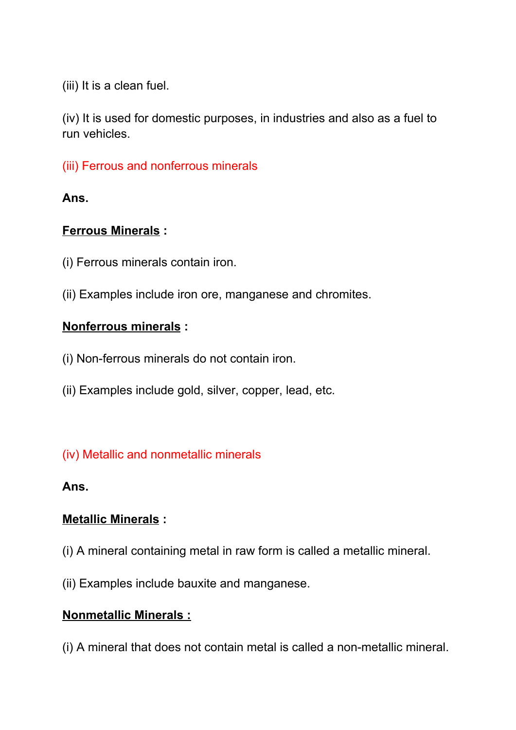(iii) It is a clean fuel.

(iv) It is used for domestic purposes, in industries and also as a fuel to run vehicles.

(iii) Ferrous and nonferrous minerals

**Ans.**

**Ferrous Minerals** :

(i) Ferrous minerals contain iron.

(ii) Examples include iron ore, manganese and chromites.

**Nonferrous minerals** :

(i) Non-ferrous minerals do not contain iron.

(ii) Examples include gold, silver, copper, lead, etc.

(iv) Metallic and nonmetallic minerals

**Ans.**

**Metallic Minerals** :

(i) A mineral containing metal in raw form is called a metallic mineral.

(ii) Examples include bauxite and manganese.

**Nonmetallic Minerals :**

(i) A mineral that does not contain metal is called a non-metallic mineral.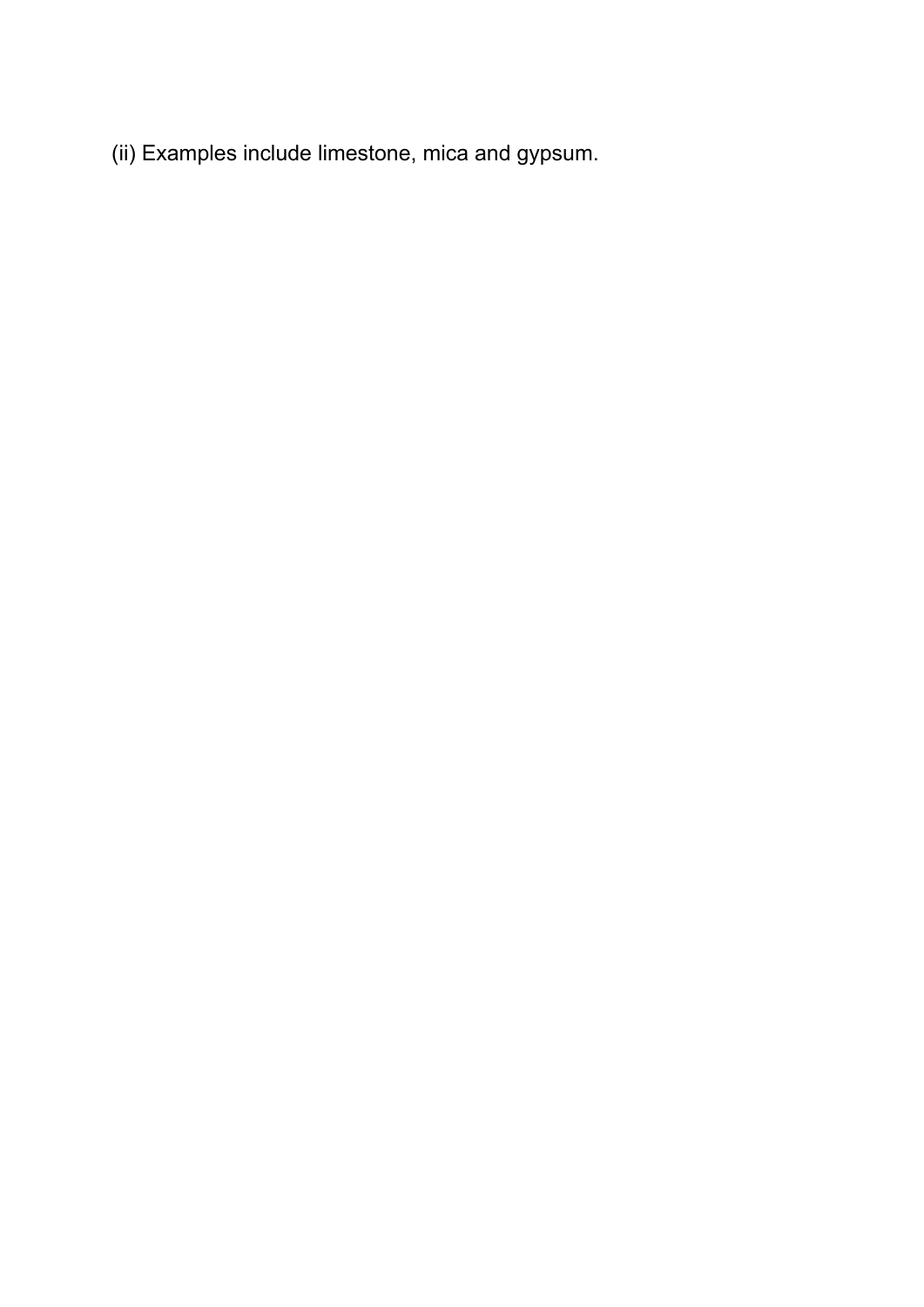(ii) Examples include limestone, mica and gypsum.